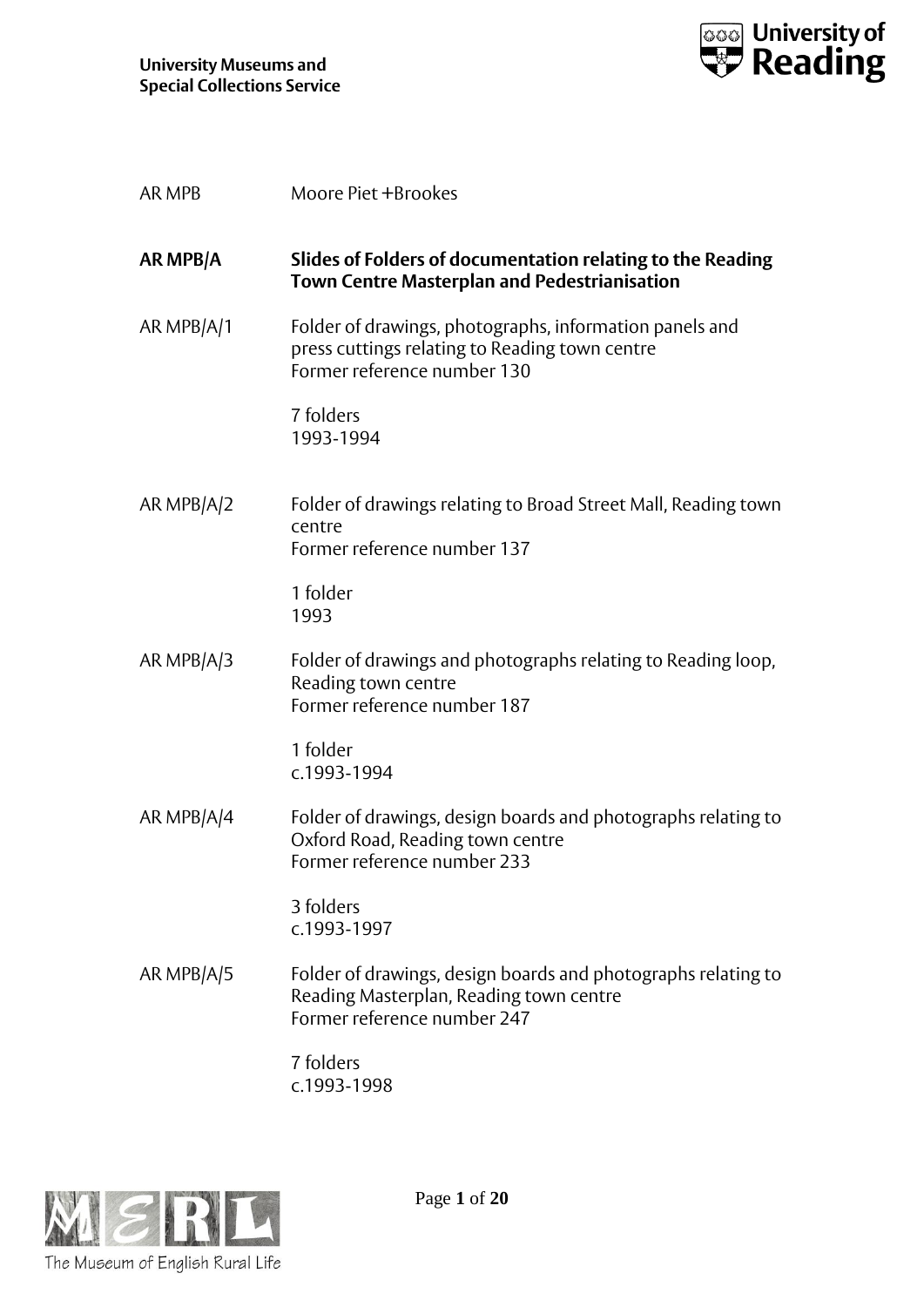University Museums and
Special Collections Service

AR MPB Moore Piet +Brookes

**AR MPB/A Slides of Folders of documentation relating to the Reading Town Centre Masterplan and Pedestrianisation**

AR MPB/A/1 Folder of drawings, photographs, information panels and press cuttings relating to Reading town centre
Former reference number 130

7 folders
1993-1994

AR MPB/A/2 Folder of drawings relating to Broad Street Mall, Reading town centre
Former reference number 137

1 folder
1993

AR MPB/A/3 Folder of drawings and photographs relating to Reading loop, Reading town centre
Former reference number 187

1 folder
c.1993-1994

AR MPB/A/4 Folder of drawings, design boards and photographs relating to Oxford Road, Reading town centre
Former reference number 233

3 folders
c.1993-1997

AR MPB/A/5 Folder of drawings, design boards and photographs relating to Reading Masterplan, Reading town centre
Former reference number 247

7 folders
c.1993-1998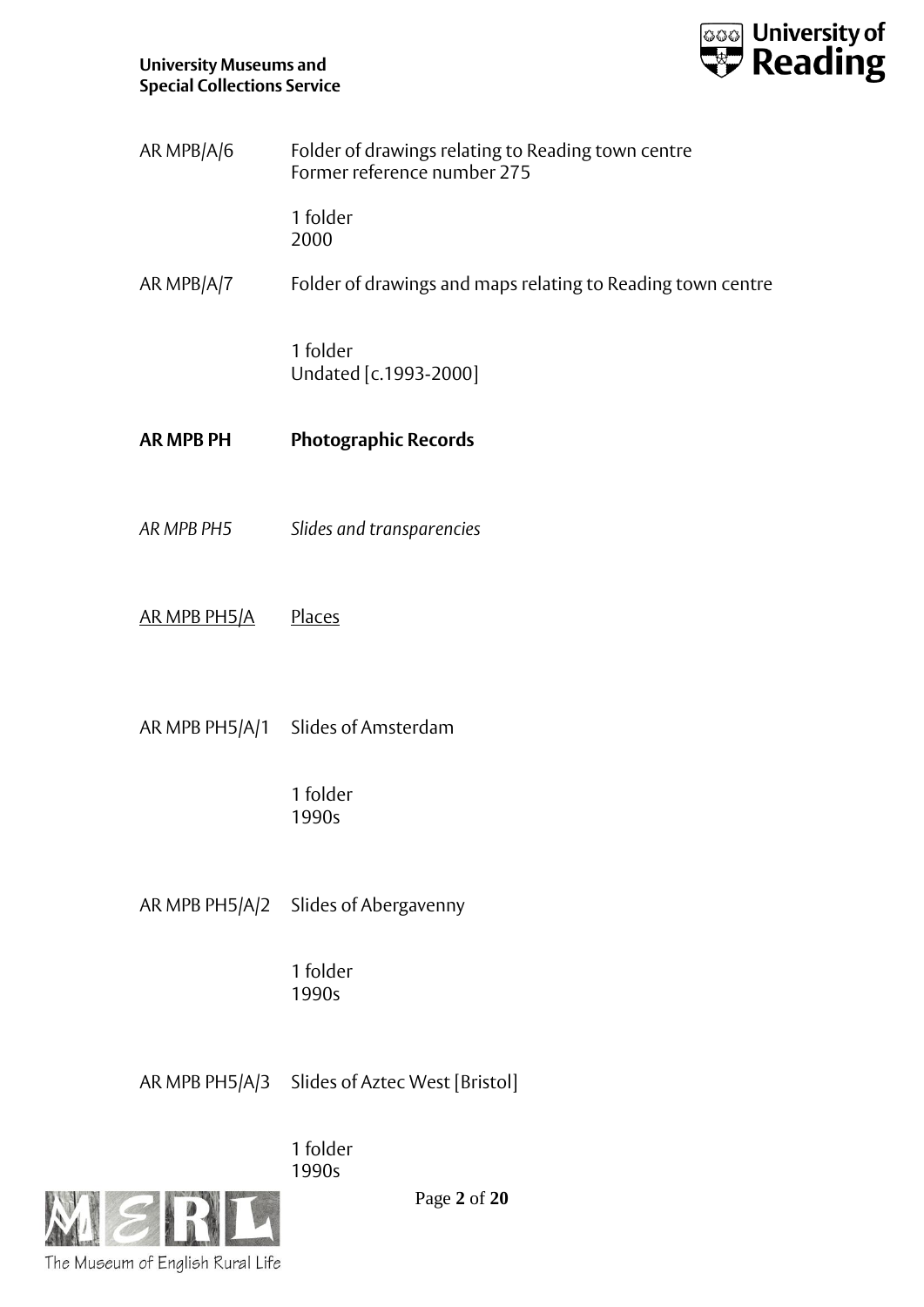AR MPB/A/6 Folder of drawings relating to Reading town centre
Former reference number 275

1 folder
2000

AR MPB/A/7 Folder of drawings and maps relating to Reading town centre

1 folder
Undated [c.1993-2000]

**AR MPB PH** **Photographic Records**

*AR MPB PH5* *Slides and transparencies*

AR MPB PH5/A Places

AR MPB PH5/A/1 Slides of Amsterdam

1 folder
1990s

AR MPB PH5/A/2 Slides of Abergavenny

1 folder
1990s

AR MPB PH5/A/3 Slides of Aztec West [Bristol]

1 folder
1990s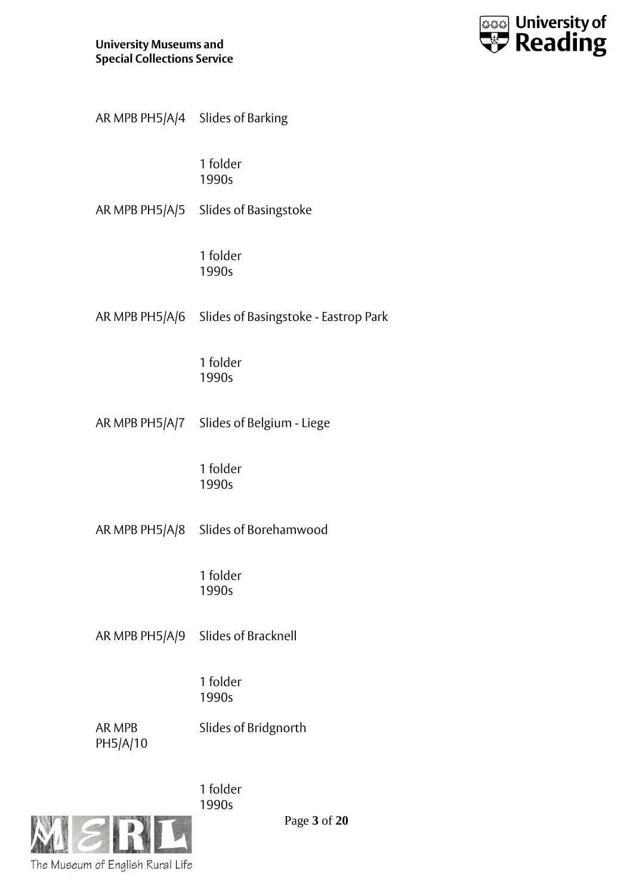AR MPB PH5/A/4 Slides of Barking

1 folder
1990s

AR MPB PH5/A/5 Slides of Basingstoke

1 folder
1990s

AR MPB PH5/A/6 Slides of Basingstoke - Eastrop Park

1 folder
1990s

AR MPB PH5/A/7 Slides of Belgium - Liege

1 folder
1990s

AR MPB PH5/A/8 Slides of Borehamwood

1 folder
1990s

AR MPB PH5/A/9 Slides of Bracknell

1 folder
1990s

AR MPB PH5/A/10 Slides of Bridgnorth

1 folder
1990s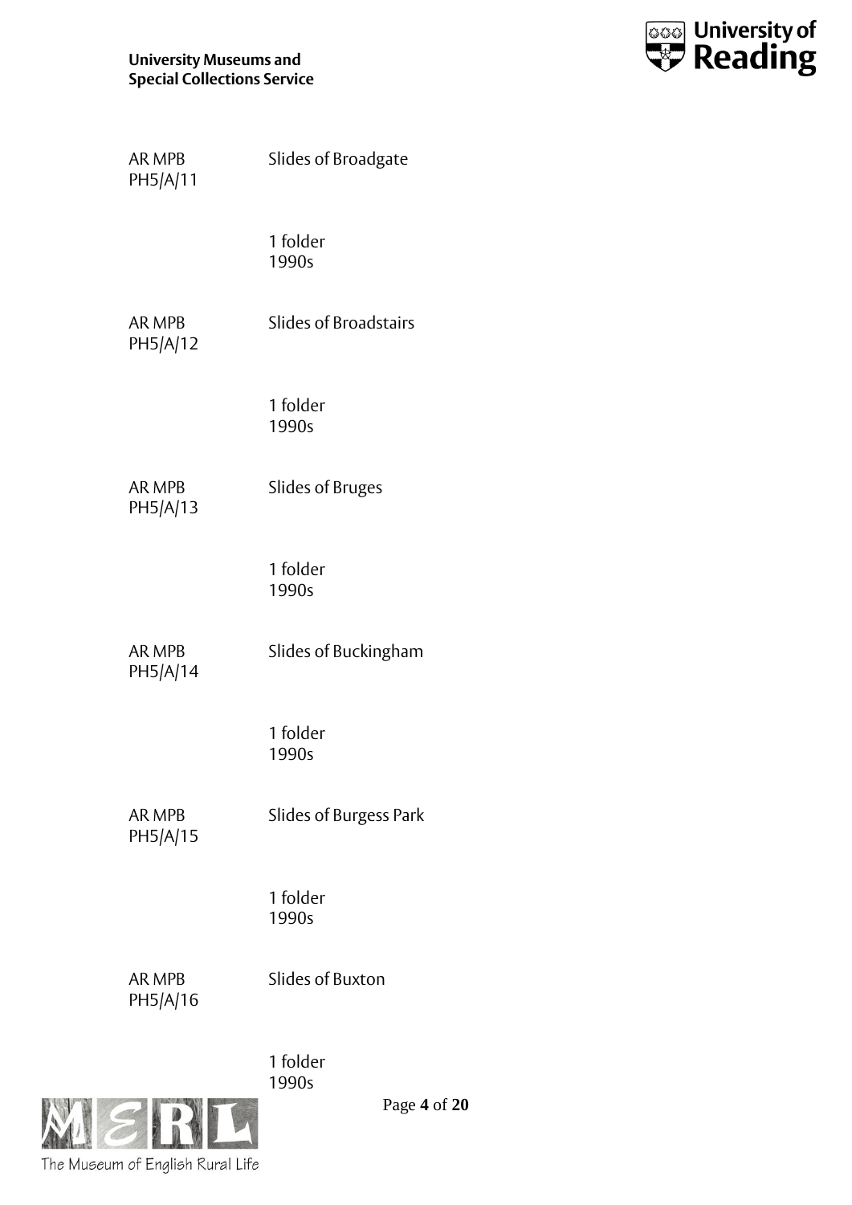AR MPB PH5/A/11 — Slides of Broadgate

1 folder
1990s

AR MPB PH5/A/12 — Slides of Broadstairs

1 folder
1990s

AR MPB PH5/A/13 — Slides of Bruges

1 folder
1990s

AR MPB PH5/A/14 — Slides of Buckingham

1 folder
1990s

AR MPB PH5/A/15 — Slides of Burgess Park

1 folder
1990s

AR MPB PH5/A/16 — Slides of Buxton

1 folder
1990s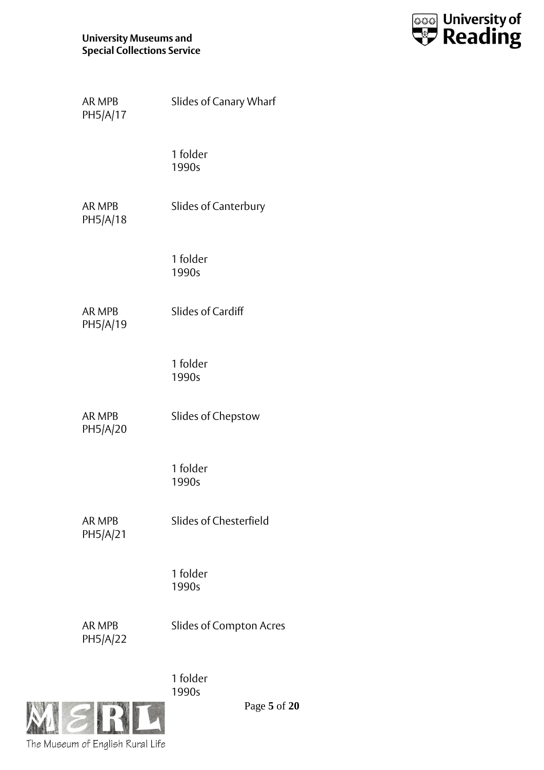AR MPB PH5/A/17 Slides of Canary Wharf

1 folder
1990s

AR MPB PH5/A/18 Slides of Canterbury

1 folder
1990s

AR MPB PH5/A/19 Slides of Cardiff

1 folder
1990s

AR MPB PH5/A/20 Slides of Chepstow

1 folder
1990s

AR MPB PH5/A/21 Slides of Chesterfield

1 folder
1990s

AR MPB PH5/A/22 Slides of Compton Acres

1 folder
1990s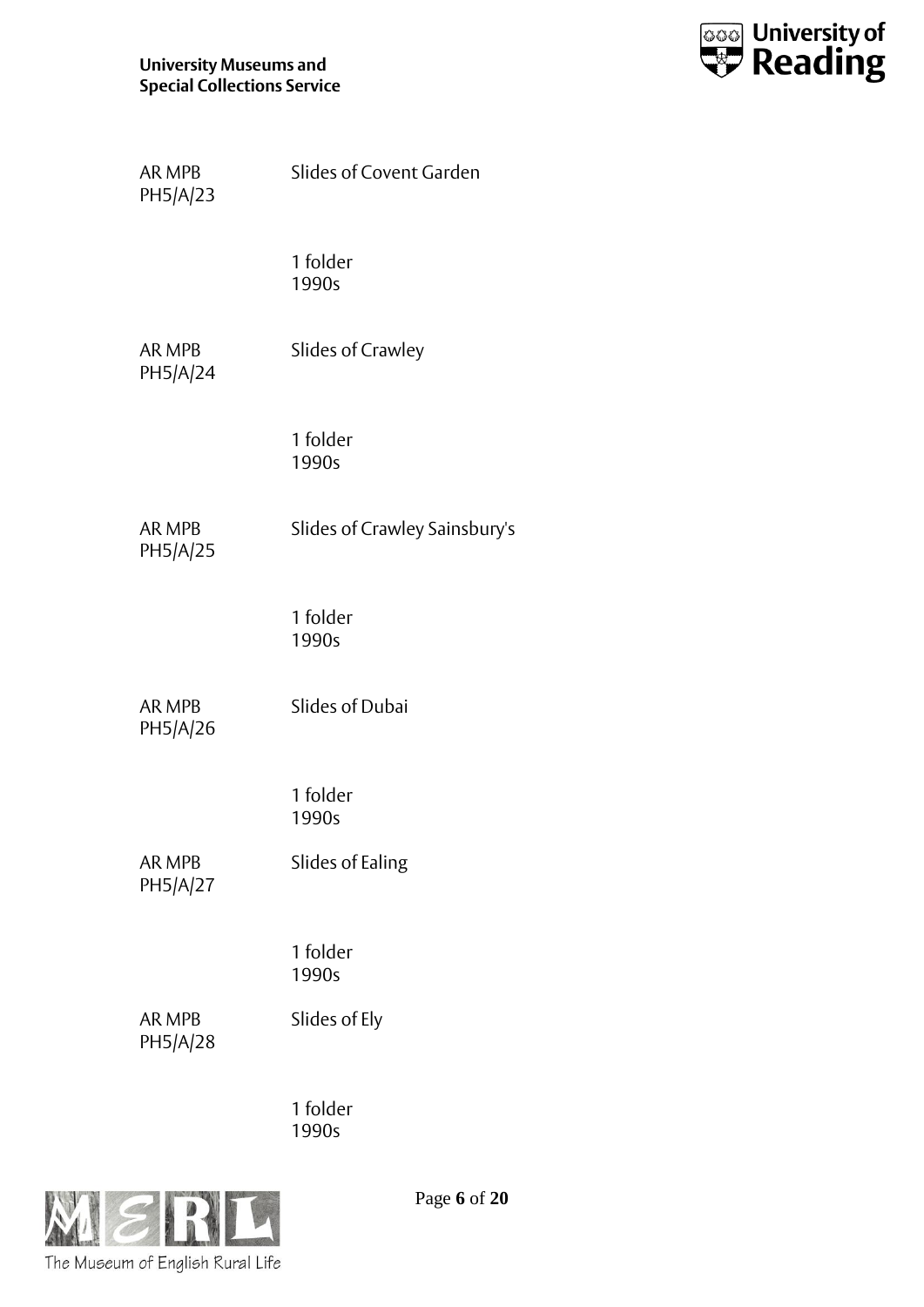AR MPB PH5/A/23 — Slides of Covent Garden

1 folder
1990s

AR MPB PH5/A/24 — Slides of Crawley

1 folder
1990s

AR MPB PH5/A/25 — Slides of Crawley Sainsbury's

1 folder
1990s

AR MPB PH5/A/26 — Slides of Dubai

1 folder
1990s

AR MPB PH5/A/27 — Slides of Ealing

1 folder
1990s

AR MPB PH5/A/28 — Slides of Ely

1 folder
1990s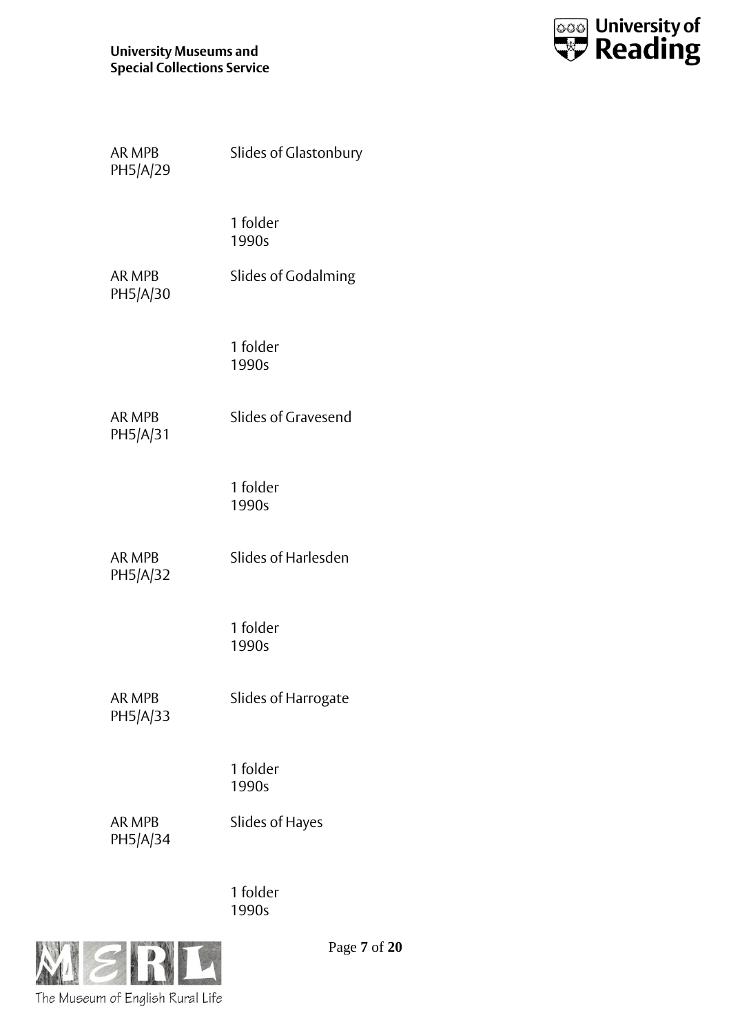| | |
|---|---|
| AR MPB PH5/A/29 | Slides of Glastonbury |
| | 1 folder<br>1990s |
| AR MPB PH5/A/30 | Slides of Godalming |
| | 1 folder<br>1990s |
| AR MPB PH5/A/31 | Slides of Gravesend |
| | 1 folder<br>1990s |
| AR MPB PH5/A/32 | Slides of Harlesden |
| | 1 folder<br>1990s |
| AR MPB PH5/A/33 | Slides of Harrogate |
| | 1 folder<br>1990s |
| AR MPB PH5/A/34 | Slides of Hayes |
| | 1 folder<br>1990s |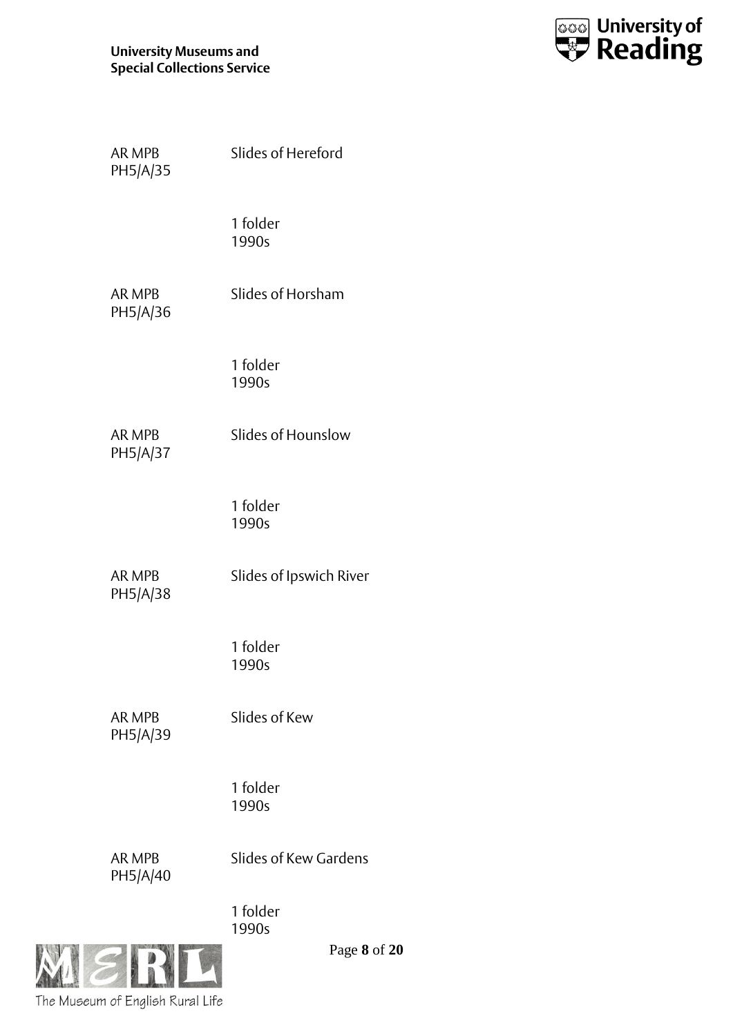AR MPB PH5/A/35

Slides of Hereford

1 folder
1990s

AR MPB PH5/A/36

Slides of Horsham

1 folder
1990s

AR MPB PH5/A/37

Slides of Hounslow

1 folder
1990s

AR MPB PH5/A/38

Slides of Ipswich River

1 folder
1990s

AR MPB PH5/A/39

Slides of Kew

1 folder
1990s

AR MPB PH5/A/40

Slides of Kew Gardens

1 folder
1990s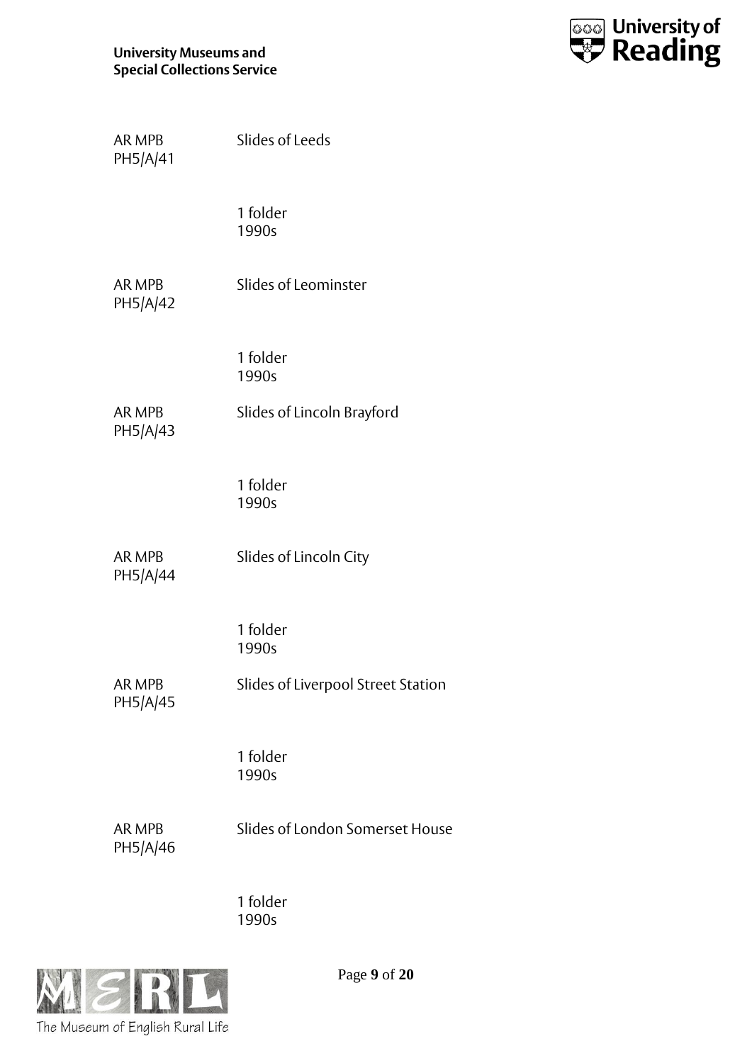AR MPB PH5/A/41 Slides of Leeds

1 folder
1990s

AR MPB PH5/A/42 Slides of Leominster

1 folder
1990s

AR MPB PH5/A/43 Slides of Lincoln Brayford

1 folder
1990s

AR MPB PH5/A/44 Slides of Lincoln City

1 folder
1990s

AR MPB PH5/A/45 Slides of Liverpool Street Station

1 folder
1990s

AR MPB PH5/A/46 Slides of London Somerset House

1 folder
1990s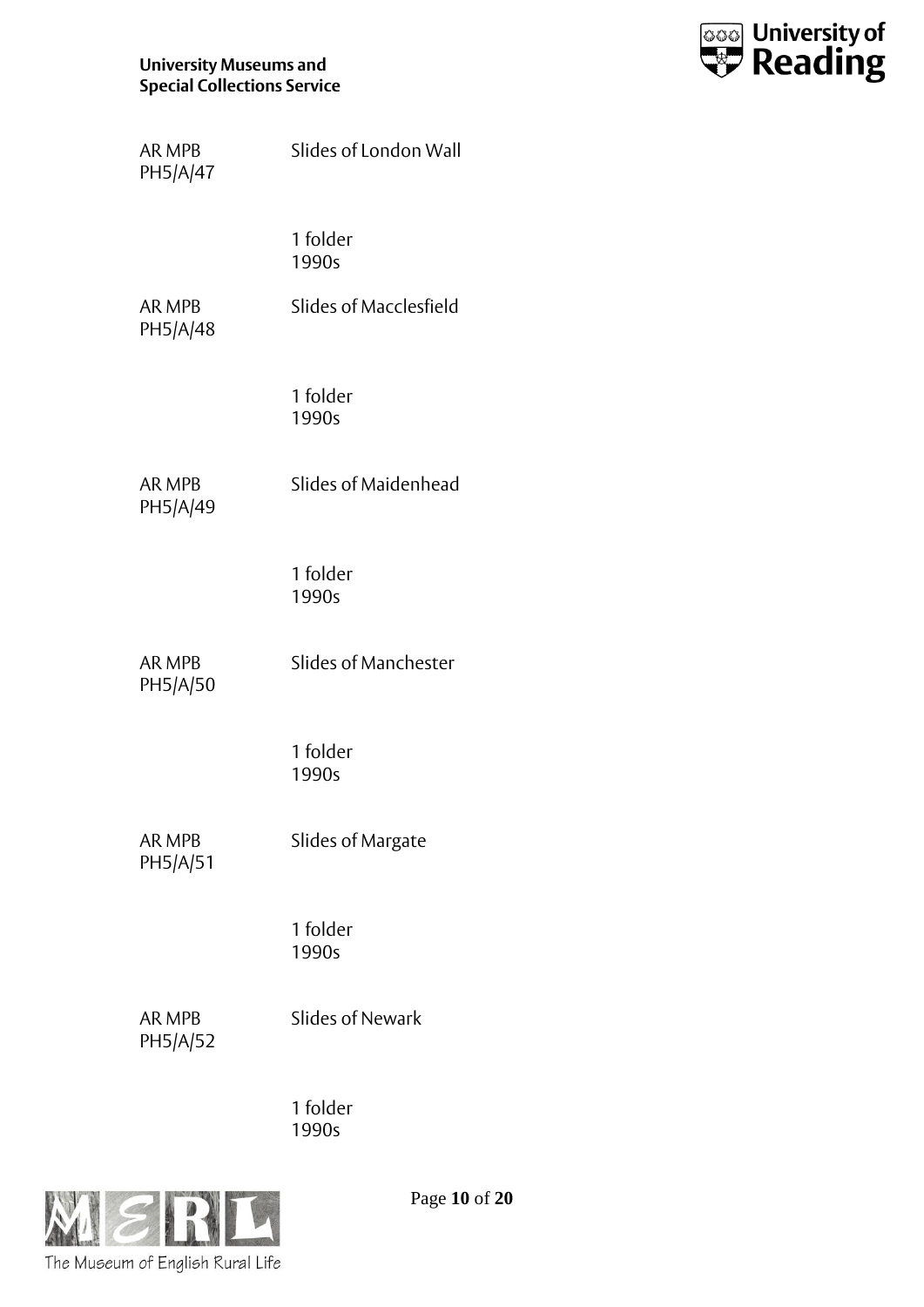AR MPB PH5/A/47 — Slides of London Wall

1 folder
1990s

AR MPB PH5/A/48 — Slides of Macclesfield

1 folder
1990s

AR MPB PH5/A/49 — Slides of Maidenhead

1 folder
1990s

AR MPB PH5/A/50 — Slides of Manchester

1 folder
1990s

AR MPB PH5/A/51 — Slides of Margate

1 folder
1990s

AR MPB PH5/A/52 — Slides of Newark

1 folder
1990s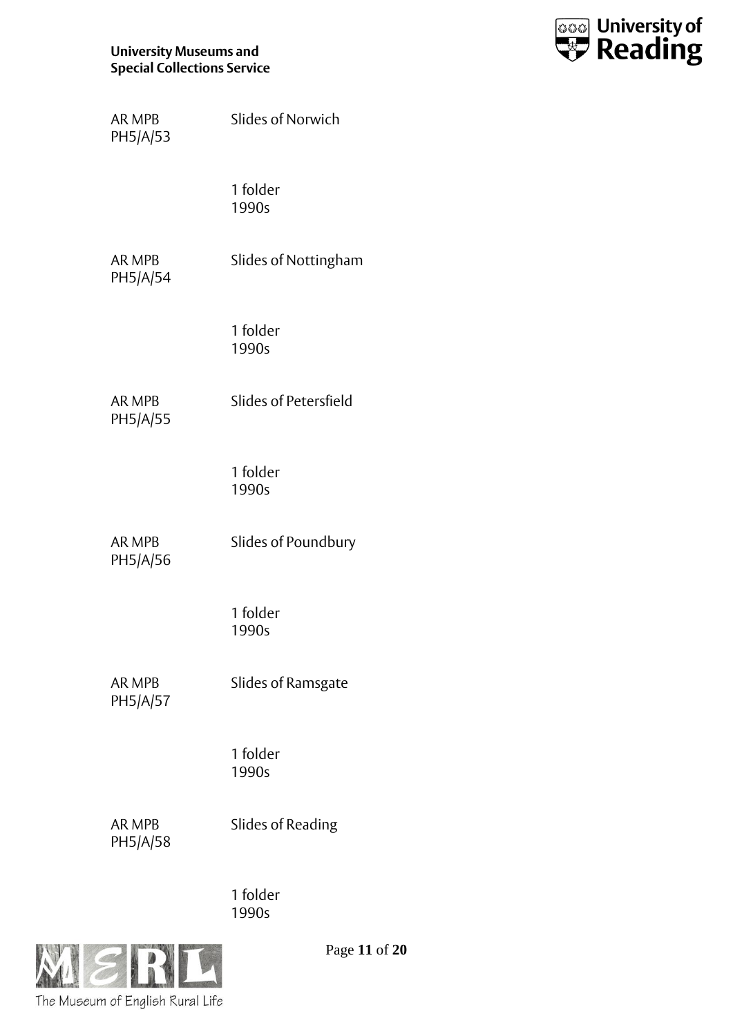| | |
|---|---|
| AR MPB PH5/A/53 | Slides of Norwich |
| | 1 folder<br>1990s |
| AR MPB PH5/A/54 | Slides of Nottingham |
| | 1 folder<br>1990s |
| AR MPB PH5/A/55 | Slides of Petersfield |
| | 1 folder<br>1990s |
| AR MPB PH5/A/56 | Slides of Poundbury |
| | 1 folder<br>1990s |
| AR MPB PH5/A/57 | Slides of Ramsgate |
| | 1 folder<br>1990s |
| AR MPB PH5/A/58 | Slides of Reading |
| | 1 folder<br>1990s |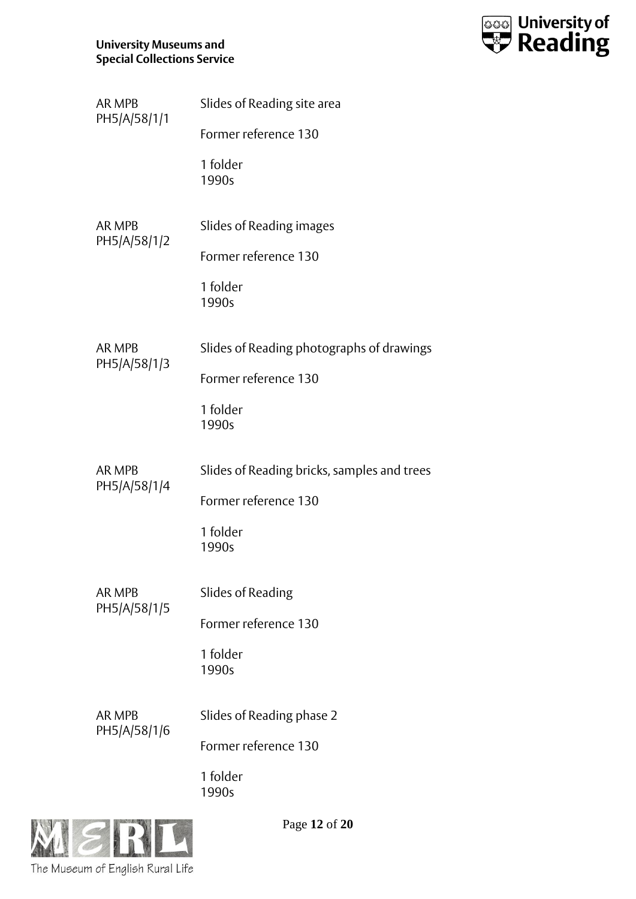AR MPB PH5/A/58/1/1

Slides of Reading site area

Former reference 130

1 folder
1990s

AR MPB PH5/A/58/1/2

Slides of Reading images

Former reference 130

1 folder
1990s

AR MPB PH5/A/58/1/3

Slides of Reading photographs of drawings

Former reference 130

1 folder
1990s

AR MPB PH5/A/58/1/4

Slides of Reading bricks, samples and trees

Former reference 130

1 folder
1990s

AR MPB PH5/A/58/1/5

Slides of Reading

Former reference 130

1 folder
1990s

AR MPB PH5/A/58/1/6

Slides of Reading phase 2

Former reference 130

1 folder
1990s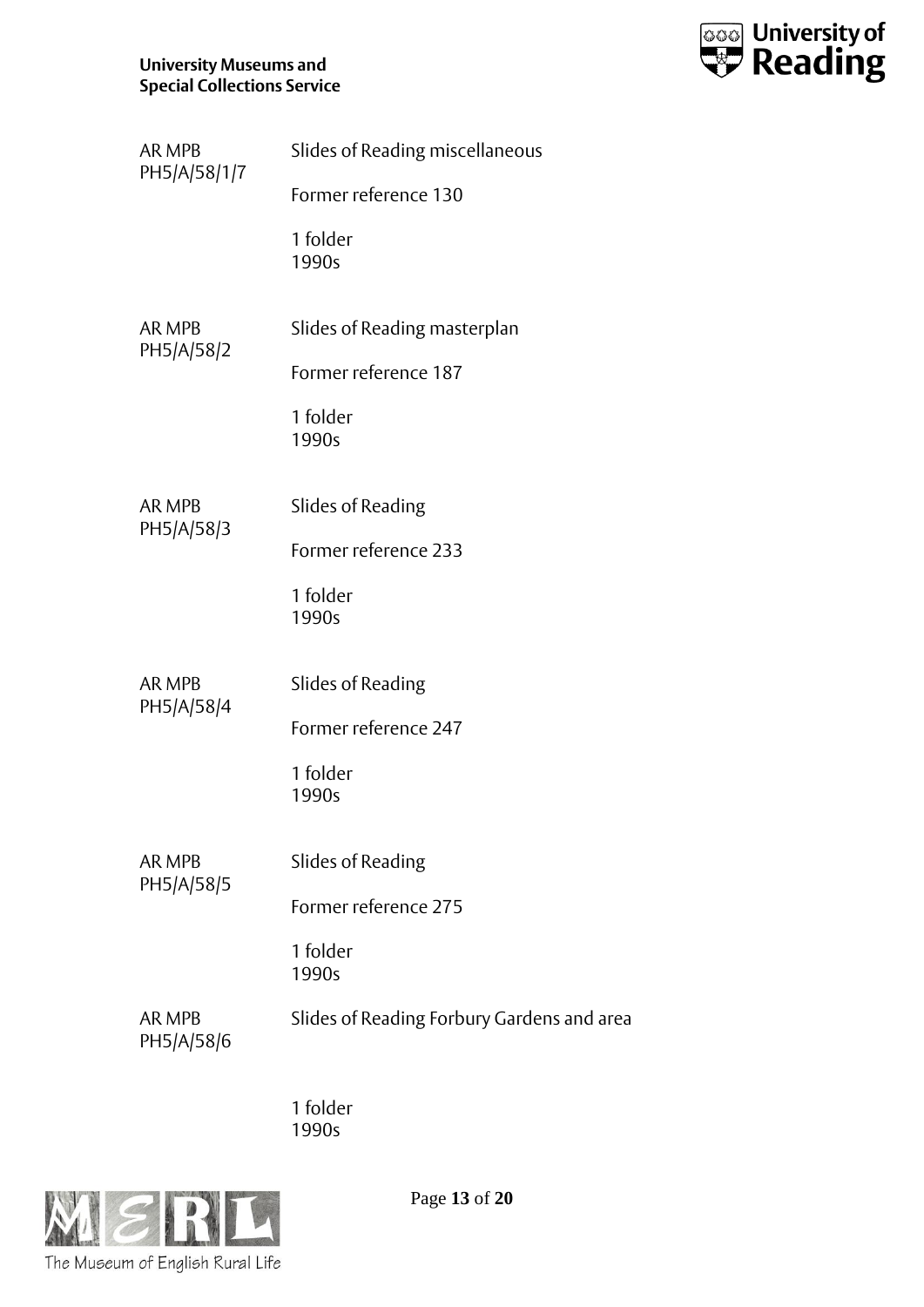AR MPB PH5/A/58/1/7

Slides of Reading miscellaneous

Former reference 130

1 folder
1990s

AR MPB PH5/A/58/2

Slides of Reading masterplan

Former reference 187

1 folder
1990s

AR MPB PH5/A/58/3

Slides of Reading

Former reference 233

1 folder
1990s

AR MPB PH5/A/58/4

Slides of Reading

Former reference 247

1 folder
1990s

AR MPB PH5/A/58/5

Slides of Reading

Former reference 275

1 folder
1990s

AR MPB PH5/A/58/6

Slides of Reading Forbury Gardens and area

1 folder
1990s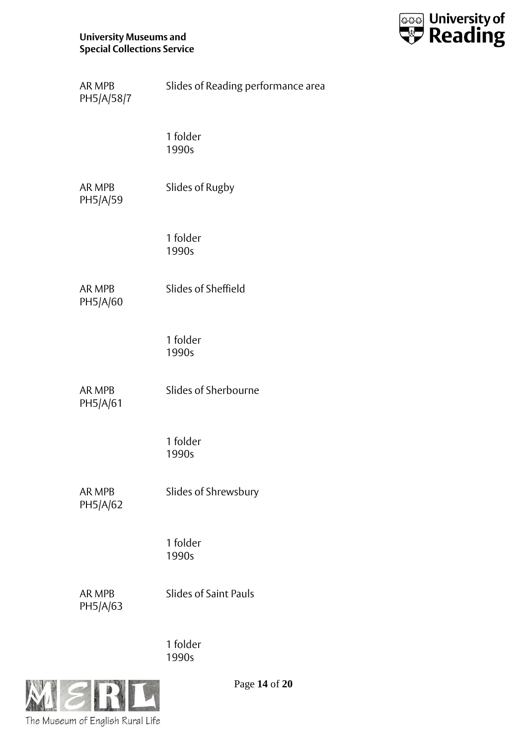AR MPB PH5/A/58/7 — Slides of Reading performance area

1 folder
1990s

AR MPB PH5/A/59 — Slides of Rugby

1 folder
1990s

AR MPB PH5/A/60 — Slides of Sheffield

1 folder
1990s

AR MPB PH5/A/61 — Slides of Sherbourne

1 folder
1990s

AR MPB PH5/A/62 — Slides of Shrewsbury

1 folder
1990s

AR MPB PH5/A/63 — Slides of Saint Pauls

1 folder
1990s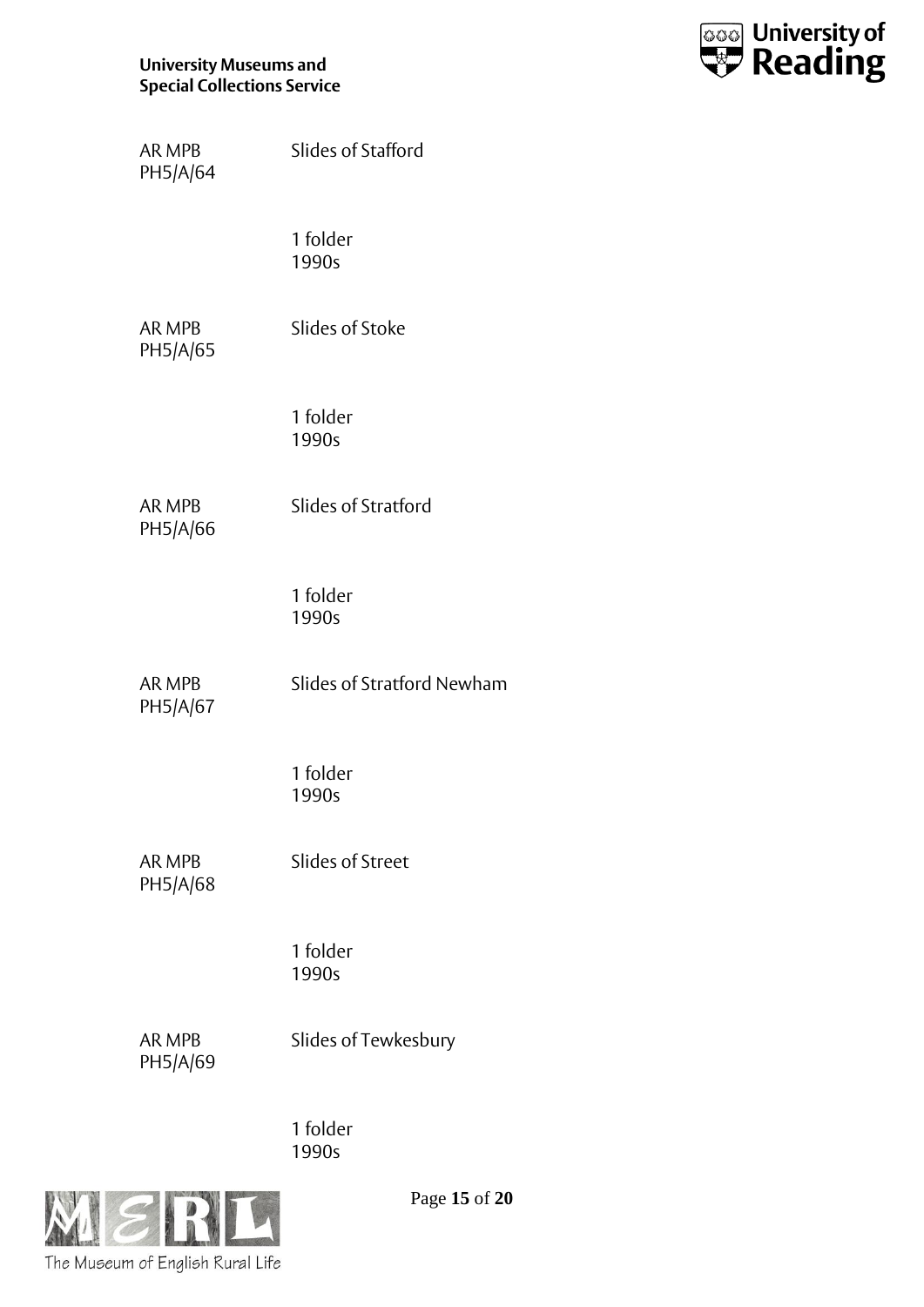AR MPB PH5/A/64 | Slides of Stafford

1 folder
1990s

AR MPB PH5/A/65 | Slides of Stoke

1 folder
1990s

AR MPB PH5/A/66 | Slides of Stratford

1 folder
1990s

AR MPB PH5/A/67 | Slides of Stratford Newham

1 folder
1990s

AR MPB PH5/A/68 | Slides of Street

1 folder
1990s

AR MPB PH5/A/69 | Slides of Tewkesbury

1 folder
1990s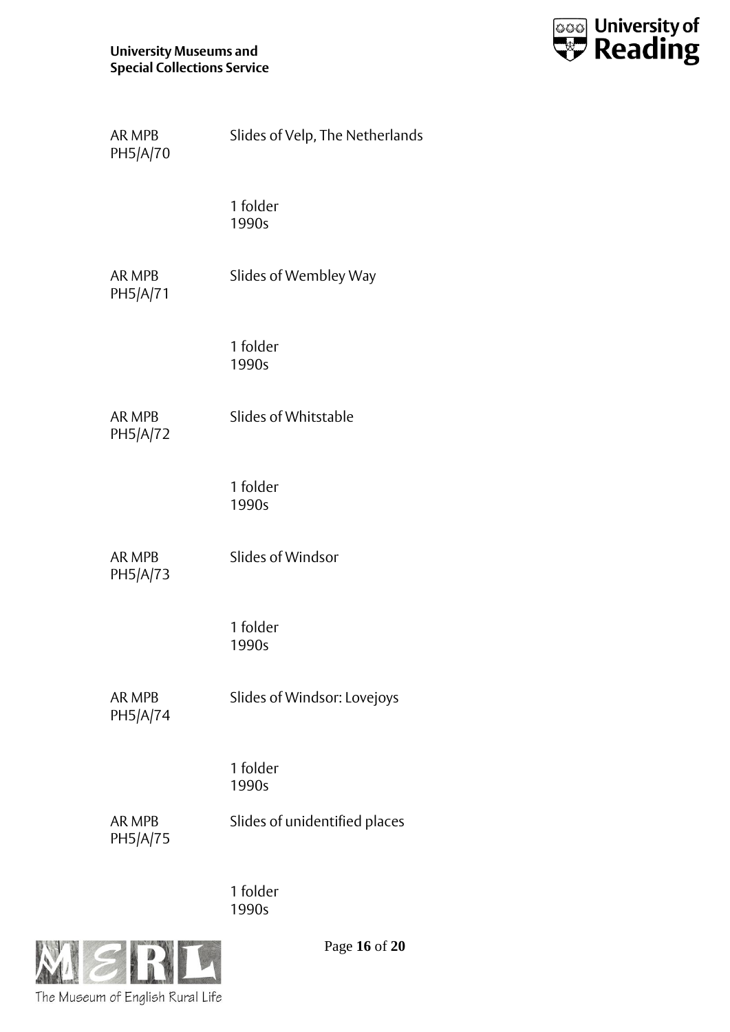AR MPB PH5/A/70

Slides of Velp, The Netherlands

1 folder
1990s

AR MPB PH5/A/71

Slides of Wembley Way

1 folder
1990s

AR MPB PH5/A/72

Slides of Whitstable

1 folder
1990s

AR MPB PH5/A/73

Slides of Windsor

1 folder
1990s

AR MPB PH5/A/74

Slides of Windsor: Lovejoys

1 folder
1990s

AR MPB PH5/A/75

Slides of unidentified places

1 folder
1990s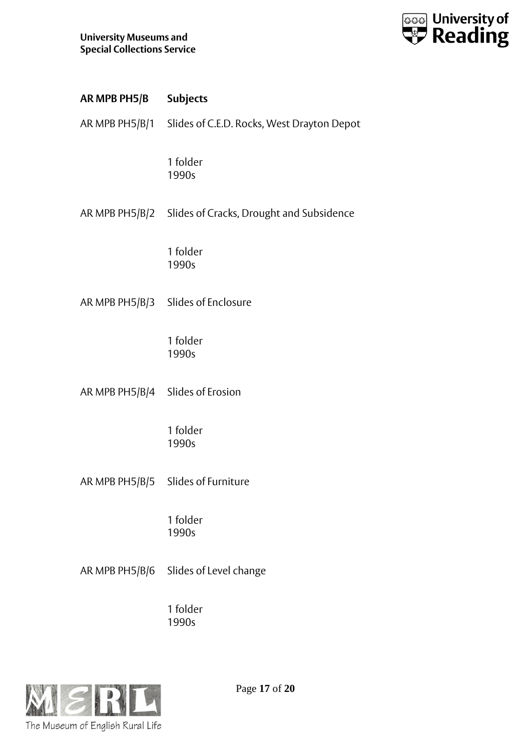| **AR MPB PH5/B** | **Subjects** |
|---|---|
| AR MPB PH5/B/1 | Slides of C.E.D. Rocks, West Drayton Depot<br><br>1 folder<br>1990s |
| AR MPB PH5/B/2 | Slides of Cracks, Drought and Subsidence<br><br>1 folder<br>1990s |
| AR MPB PH5/B/3 | Slides of Enclosure<br><br>1 folder<br>1990s |
| AR MPB PH5/B/4 | Slides of Erosion<br><br>1 folder<br>1990s |
| AR MPB PH5/B/5 | Slides of Furniture<br><br>1 folder<br>1990s |
| AR MPB PH5/B/6 | Slides of Level change<br><br>1 folder<br>1990s |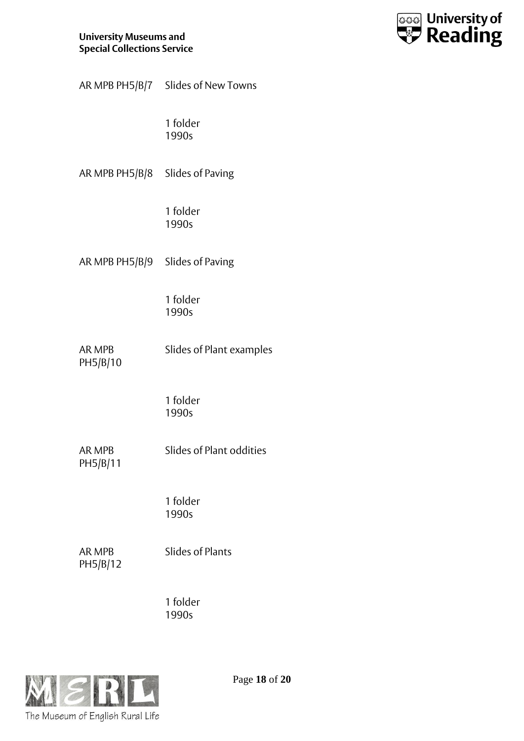AR MPB PH5/B/7 Slides of New Towns

1 folder
1990s

AR MPB PH5/B/8 Slides of Paving

1 folder
1990s

AR MPB PH5/B/9 Slides of Paving

1 folder
1990s

AR MPB PH5/B/10 Slides of Plant examples

1 folder
1990s

AR MPB PH5/B/11 Slides of Plant oddities

1 folder
1990s

AR MPB PH5/B/12 Slides of Plants

1 folder
1990s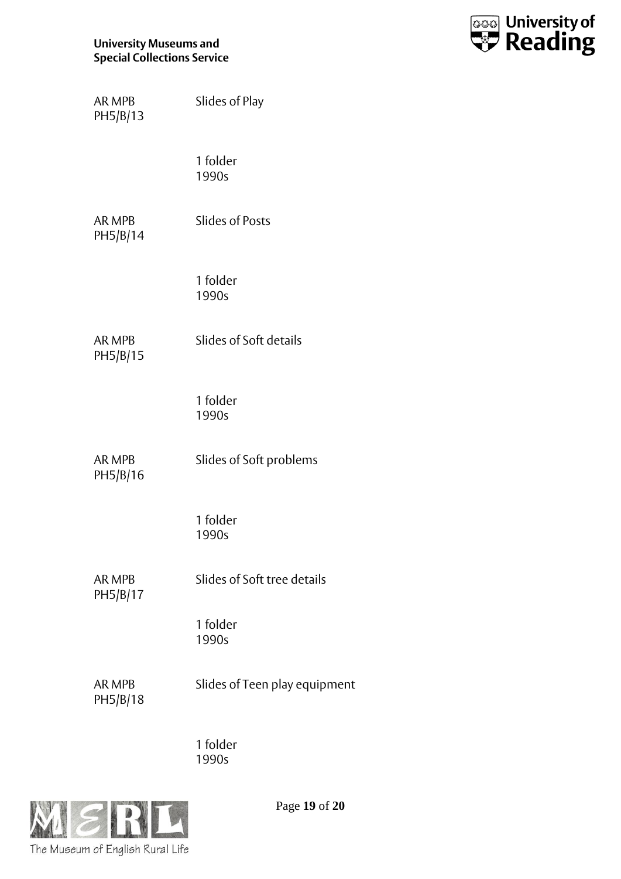AR MPB PH5/B/13

Slides of Play

1 folder
1990s

AR MPB PH5/B/14

Slides of Posts

1 folder
1990s

AR MPB PH5/B/15

Slides of Soft details

1 folder
1990s

AR MPB PH5/B/16

Slides of Soft problems

1 folder
1990s

AR MPB PH5/B/17

Slides of Soft tree details

1 folder
1990s

AR MPB PH5/B/18

Slides of Teen play equipment

1 folder
1990s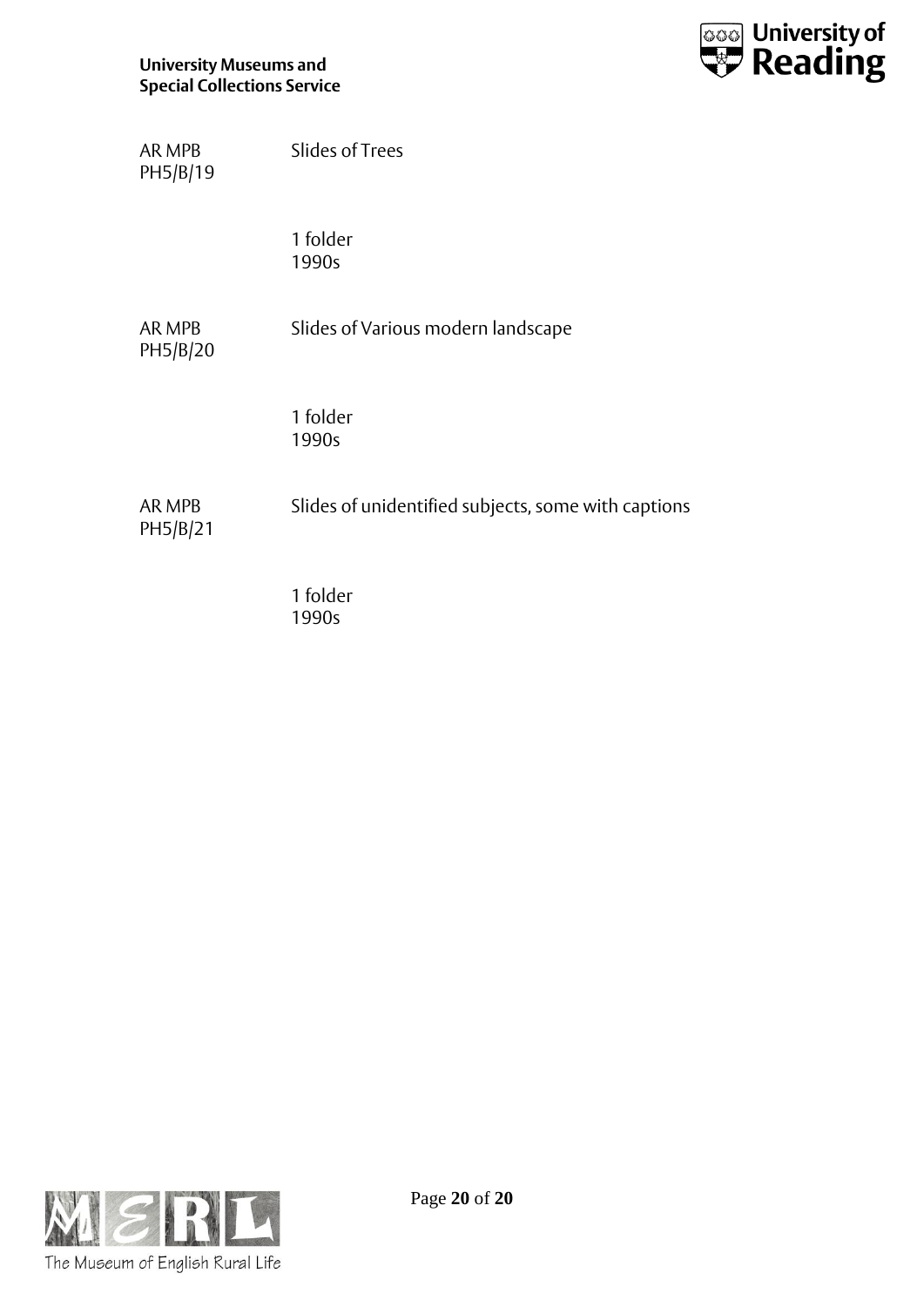AR MPB PH5/B/19

Slides of Trees

1 folder
1990s

AR MPB PH5/B/20

Slides of Various modern landscape

1 folder
1990s

AR MPB PH5/B/21

Slides of unidentified subjects, some with captions

1 folder
1990s